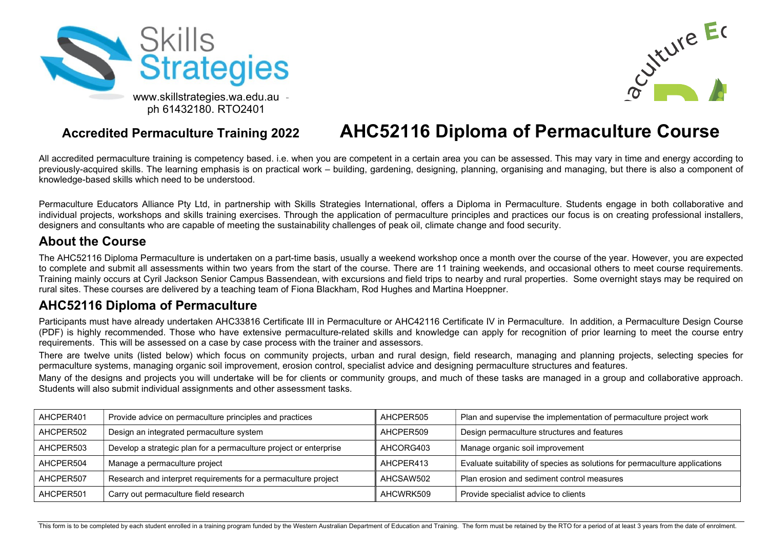Skills Strategies

www.skillstrategies.wa.edu.au - ph 61432180. RTO2401

**Accredited Permaculture Training 2022**

# AHC52116 Diploma of Permaculture Course

All accredited permaculture training is competency based. i.e. when you are competent in a certain area you can be assessed. This may vary in time and energy according to previously-acquired skills. The learning emphasis is on practical work – building, gardening, designing, planning, organising and managing, but there is also a component of knowledge-based skills which need to be understood.

Permaculture Educators Alliance Pty Ltd, in partnership with Skills Strategies International, offers a Diploma in Permaculture. Students engage in both collaborative and individual projects, workshops and skills training exercises. Through the application of permaculture principles and practices our focus is on creating professional installers, designers and consultants who are capable of meeting the sustainability challenges of peak oil, climate change and food security.

## About the Course

The AHC52116 Diploma Permaculture is undertaken on a part-time basis, usually a weekend workshop once a month over the course of the year. However, you are expected to complete and submit all assessments within two years from the start of the course. There are 11 training weekends, and occasional others to meet course requirements. Training mainly occurs at Cyril Jackson Senior Campus Bassendean, with excursions and field trips to nearby and rural properties. Some overnight stays may be required on rural sites. These courses are delivered by a teaching team of Fiona Blackham, Rod Hughes and Martina Hoeppner.

## AHC52116 Diploma of Permaculture

Participants must have already undertaken AHC33816 Certificate III in Permaculture or AHC42116 Certificate IV in Permaculture. In addition, a Permaculture Design Course (PDF) is highly recommended. Those who have extensive permaculture-related skills and knowledge can apply for recognition of prior learning to meet the course entry requirements. This will be assessed on a case by case process with the trainer and assessors.

There are twelve units (listed below) which focus on community projects, urban and rural design, field research, managing and planning projects, selecting species for permaculture systems, managing organic soil improvement, erosion control, specialist advice and designing permaculture structures and features.

Many of the designs and projects you will undertake will be for clients or community groups, and much of these tasks are managed in a group and collaborative approach. Students will also submit individual assignments and other assessment tasks.

| | | | |
|---|---|---|---|
| AHCPER401 | Provide advice on permaculture principles and practices | AHCPER505 | Plan and supervise the implementation of permaculture project work |
| AHCPER502 | Design an integrated permaculture system | AHCPER509 | Design permaculture structures and features |
| AHCPER503 | Develop a strategic plan for a permaculture project or enterprise | AHCORG403 | Manage organic soil improvement |
| AHCPER504 | Manage a permaculture project | AHCPER413 | Evaluate suitability of species as solutions for permaculture applications |
| AHCPER507 | Research and interpret requirements for a permaculture project | AHCSAW502 | Plan erosion and sediment control measures |
| AHCPER501 | Carry out permaculture field research | AHCWRK509 | Provide specialist advice to clients |

This form is to be completed by each student enrolled in a training program funded by the Western Australian Department of Education and Training. The form must be retained by the RTO for a period of at least 3 years from the date of enrolment.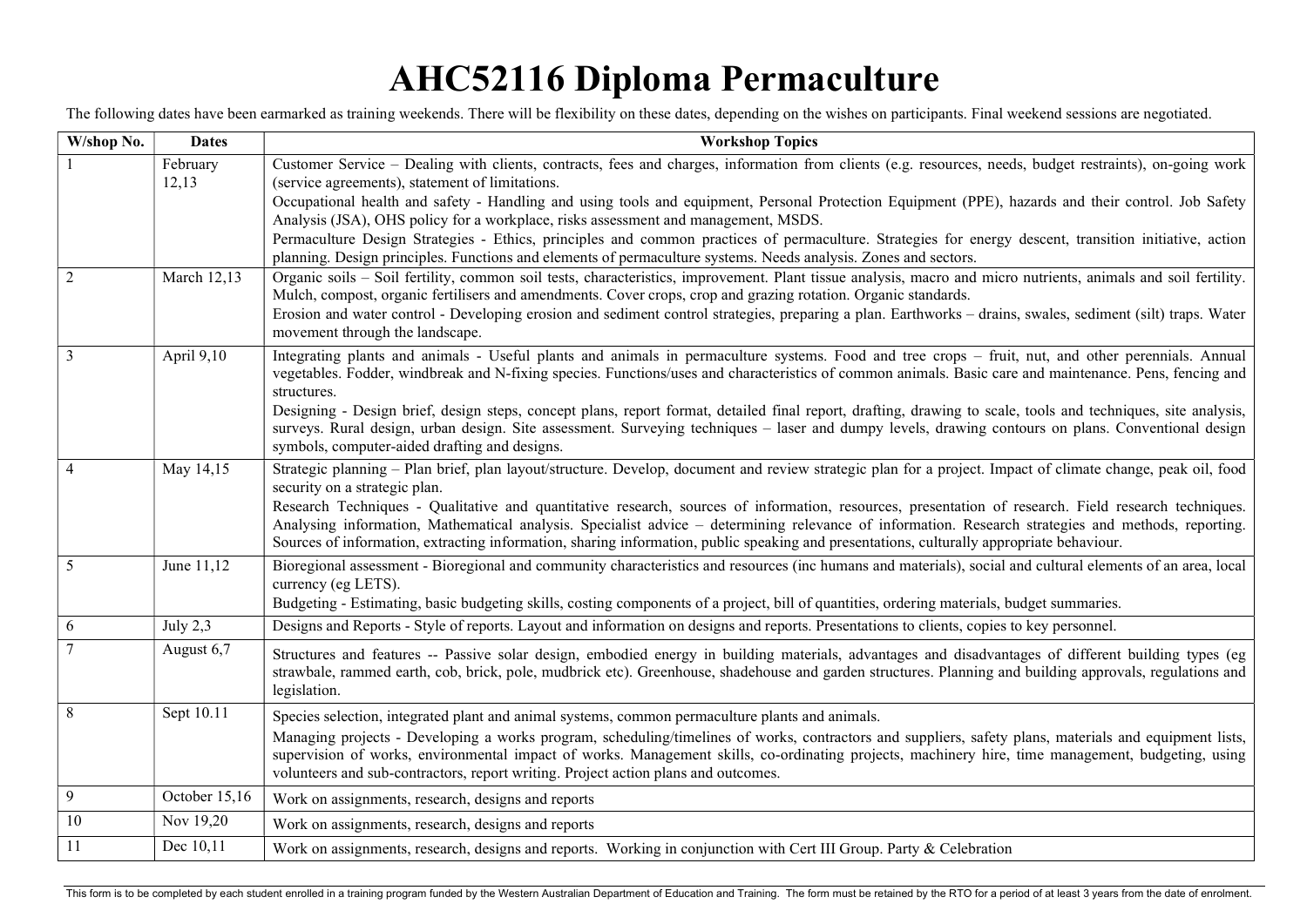# AHC52116 Diploma Permaculture

The following dates have been earmarked as training weekends. There will be flexibility on these dates, depending on the wishes on participants. Final weekend sessions are negotiated.

| W/shop No. | Dates | Workshop Topics |
|---|---|---|
| 1 | February 12,13 | Customer Service – Dealing with clients, contracts, fees and charges, information from clients (e.g. resources, needs, budget restraints), on-going work (service agreements), statement of limitations.<br>Occupational health and safety - Handling and using tools and equipment, Personal Protection Equipment (PPE), hazards and their control. Job Safety Analysis (JSA), OHS policy for a workplace, risks assessment and management, MSDS.<br>Permaculture Design Strategies - Ethics, principles and common practices of permaculture. Strategies for energy descent, transition initiative, action planning. Design principles. Functions and elements of permaculture systems. Needs analysis. Zones and sectors. |
| 2 | March 12,13 | Organic soils – Soil fertility, common soil tests, characteristics, improvement. Plant tissue analysis, macro and micro nutrients, animals and soil fertility. Mulch, compost, organic fertilisers and amendments. Cover crops, crop and grazing rotation. Organic standards.<br>Erosion and water control - Developing erosion and sediment control strategies, preparing a plan. Earthworks – drains, swales, sediment (silt) traps. Water movement through the landscape. |
| 3 | April 9,10 | Integrating plants and animals - Useful plants and animals in permaculture systems. Food and tree crops – fruit, nut, and other perennials. Annual vegetables. Fodder, windbreak and N-fixing species. Functions/uses and characteristics of common animals. Basic care and maintenance. Pens, fencing and structures.<br>Designing - Design brief, design steps, concept plans, report format, detailed final report, drafting, drawing to scale, tools and techniques, site analysis, surveys. Rural design, urban design. Site assessment. Surveying techniques – laser and dumpy levels, drawing contours on plans. Conventional design symbols, computer-aided drafting and designs. |
| 4 | May 14,15 | Strategic planning – Plan brief, plan layout/structure. Develop, document and review strategic plan for a project. Impact of climate change, peak oil, food security on a strategic plan.<br>Research Techniques - Qualitative and quantitative research, sources of information, resources, presentation of research. Field research techniques. Analysing information, Mathematical analysis. Specialist advice – determining relevance of information. Research strategies and methods, reporting. Sources of information, extracting information, sharing information, public speaking and presentations, culturally appropriate behaviour. |
| 5 | June 11,12 | Bioregional assessment - Bioregional and community characteristics and resources (inc humans and materials), social and cultural elements of an area, local currency (eg LETS).<br>Budgeting - Estimating, basic budgeting skills, costing components of a project, bill of quantities, ordering materials, budget summaries. |
| 6 | July 2,3 | Designs and Reports - Style of reports. Layout and information on designs and reports. Presentations to clients, copies to key personnel. |
| 7 | August 6,7 | Structures and features -- Passive solar design, embodied energy in building materials, advantages and disadvantages of different building types (eg strawbale, rammed earth, cob, brick, pole, mudbrick etc). Greenhouse, shadehouse and garden structures. Planning and building approvals, regulations and legislation. |
| 8 | Sept 10.11 | Species selection, integrated plant and animal systems, common permaculture plants and animals.<br>Managing projects - Developing a works program, scheduling/timelines of works, contractors and suppliers, safety plans, materials and equipment lists, supervision of works, environmental impact of works. Management skills, co-ordinating projects, machinery hire, time management, budgeting, using volunteers and sub-contractors, report writing. Project action plans and outcomes. |
| 9 | October 15,16 | Work on assignments, research, designs and reports |
| 10 | Nov 19,20 | Work on assignments, research, designs and reports |
| 11 | Dec 10,11 | Work on assignments, research, designs and reports. Working in conjunction with Cert III Group. Party & Celebration |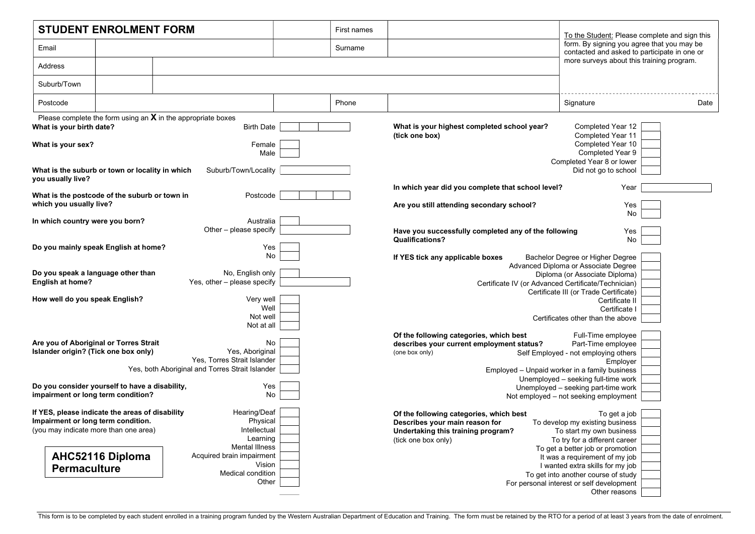# STUDENT ENROLMENT FORM

| | | |
|---|---|---|
| Email | | |
| Address | | |
| Suburb/Town | | |
| Postcode | | |

| | |
|---|---|
| First names | |
| Surname | |
| Phone | |

To the Student: Please complete and sign this form. By signing you agree that you may be contacted and asked to participate in one or more surveys about this training program.

Signature &nbsp;&nbsp;&nbsp;&nbsp; Date

Please complete the form using an **X** in the appropriate boxes

**What is your birth date?** Birth Date

**What is your sex?**
- Female
- Male

**What is the suburb or town or locality in which you usually live?** Suburb/Town/Locality

**What is the postcode of the suburb or town in which you usually live?** Postcode

**In which country were you born?**
- Australia
- Other – please specify

**Do you mainly speak English at home?**
- Yes
- No

**Do you speak a language other than English at home?**
- No, English only
- Yes, other – please specify

**How well do you speak English?**
- Very well
- Well
- Not well
- Not at all

**Are you of Aboriginal or Torres Strait Islander origin? (Tick one box only)**
- No
- Yes, Aboriginal
- Yes, Torres Strait Islander
- Yes, both Aboriginal and Torres Strait Islander

**Do you consider yourself to have a disability, impairment or long term condition?**
- Yes
- No

**If YES, please indicate the areas of disability Impairment or long term condition.**
(you may indicate more than one area)
- Hearing/Deaf
- Physical
- Intellectual
- Learning
- Mental Illness
- Acquired brain impairment
- Vision
- Medical condition
- Other

**AHC52116 Diploma Permaculture**

**What is your highest completed school year? (tick one box)**
- Completed Year 12
- Completed Year 11
- Completed Year 10
- Completed Year 9
- Completed Year 8 or lower
- Did not go to school

**In which year did you complete that school level?** Year

**Are you still attending secondary school?**
- Yes
- No

**Have you successfully completed any of the following Qualifications?**
- Yes
- No

**If YES tick any applicable boxes**
- Bachelor Degree or Higher Degree
- Advanced Diploma or Associate Degree
- Diploma (or Associate Diploma)
- Certificate IV (or Advanced Certificate/Technician)
- Certificate III (or Trade Certificate)
- Certificate II
- Certificate I
- Certificates other than the above

**Of the following categories, which best describes your current employment status?**
(one box only)
- Full-Time employee
- Part-Time employee
- Self Employed - not employing others
- Employer
- Employed – Unpaid worker in a family business
- Unemployed – seeking full-time work
- Unemployed – seeking part-time work
- Not employed – not seeking employment

**Of the following categories, which best Describes your main reason for Undertaking this training program?**
(tick one box only)
- To get a job
- To develop my existing business
- To start my own business
- To try for a different career
- To get a better job or promotion
- It was a requirement of my job
- I wanted extra skills for my job
- To get into another course of study
- For personal interest or self development
- Other reasons

This form is to be completed by each student enrolled in a training program funded by the Western Australian Department of Education and Training. The form must be retained by the RTO for a period of at least 3 years from the date of enrolment.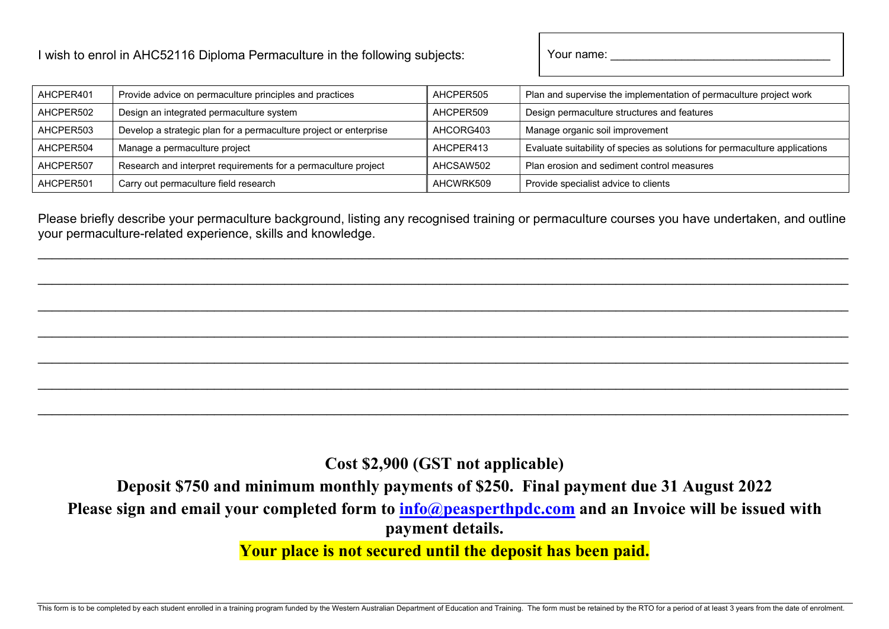I wish to enrol in AHC52116 Diploma Permaculture in the following subjects:

Your name: ________________________________

| | | | |
|---|---|---|---|
| AHCPER401 | Provide advice on permaculture principles and practices | AHCPER505 | Plan and supervise the implementation of permaculture project work |
| AHCPER502 | Design an integrated permaculture system | AHCPER509 | Design permaculture structures and features |
| AHCPER503 | Develop a strategic plan for a permaculture project or enterprise | AHCORG403 | Manage organic soil improvement |
| AHCPER504 | Manage a permaculture project | AHCPER413 | Evaluate suitability of species as solutions for permaculture applications |
| AHCPER507 | Research and interpret requirements for a permaculture project | AHCSAW502 | Plan erosion and sediment control measures |
| AHCPER501 | Carry out permaculture field research | AHCWRK509 | Provide specialist advice to clients |

Please briefly describe your permaculture background, listing any recognised training or permaculture courses you have undertaken, and outline your permaculture-related experience, skills and knowledge.

______________________________________________________________________________

______________________________________________________________________________

______________________________________________________________________________

______________________________________________________________________________

______________________________________________________________________________

______________________________________________________________________________

______________________________________________________________________________

**Cost $2,900 (GST not applicable)**

**Deposit $750 and minimum monthly payments of $250. Final payment due 31 August 2022**

**Please sign and email your completed form to info@peasperthpdc.com and an Invoice will be issued with payment details.**

**Your place is not secured until the deposit has been paid.**

This form is to be completed by each student enrolled in a training program funded by the Western Australian Department of Education and Training. The form must be retained by the RTO for a period of at least 3 years from the date of enrolment.